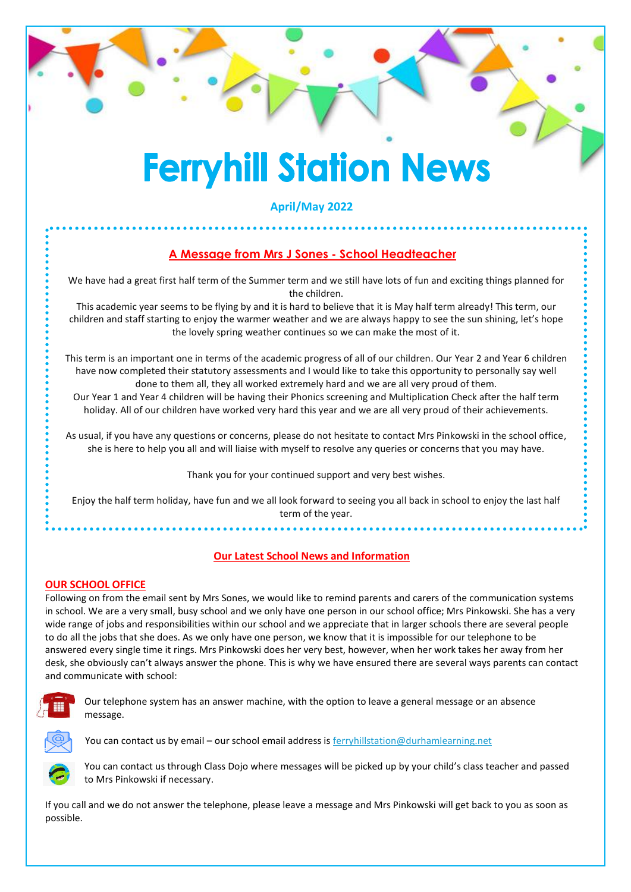# Ferryhill Station News

**April/May 2022**

## A Message from Mrs J Sones - School Headteacher

We have had a great first half term of the Summer term and we still have lots of fun and exciting things planned for the children.

This academic year seems to be flying by and it is hard to believe that it is May half term already! This term, our children and staff starting to enjoy the warmer weather and we are always happy to see the sun shining, let's hope the lovely spring weather continues so we can make the most of it.

This term is an important one in terms of the academic progress of all of our children. Our Year 2 and Year 6 children have now completed their statutory assessments and I would like to take this opportunity to personally say well done to them all, they all worked extremely hard and we are all very proud of them.

Our Year 1 and Year 4 children will be having their Phonics screening and Multiplication Check after the half term holiday. All of our children have worked very hard this year and we are all very proud of their achievements.

As usual, if you have any questions or concerns, please do not hesitate to contact Mrs Pinkowski in the school office, she is here to help you all and will liaise with myself to resolve any queries or concerns that you may have.

Thank you for your continued support and very best wishes.

Enjoy the half term holiday, have fun and we all look forward to seeing you all back in school to enjoy the last half term of the year.

## Our Latest School News and Information

### OUR SCHOOL OFFICE

Following on from the email sent by Mrs Sones, we would like to remind parents and carers of the communication systems in school. We are a very small, busy school and we only have one person in our school office; Mrs Pinkowski. She has a very wide range of jobs and responsibilities within our school and we appreciate that in larger schools there are several people to do all the jobs that she does. As we only have one person, we know that it is impossible for our telephone to be answered every single time it rings. Mrs Pinkowski does her very best, however, when her work takes her away from her desk, she obviously can't always answer the phone. This is why we have ensured there are several ways parents can contact and communicate with school:

- Our telephone system has an answer machine, with the option to leave a general message or an absence message.
- You can contact us by email – our school email address is ferryhillstation@durhamlearning.net
- You can contact us through Class Dojo where messages will be picked up by your child's class teacher and passed to Mrs Pinkowski if necessary.

If you call and we do not answer the telephone, please leave a message and Mrs Pinkowski will get back to you as soon as possible.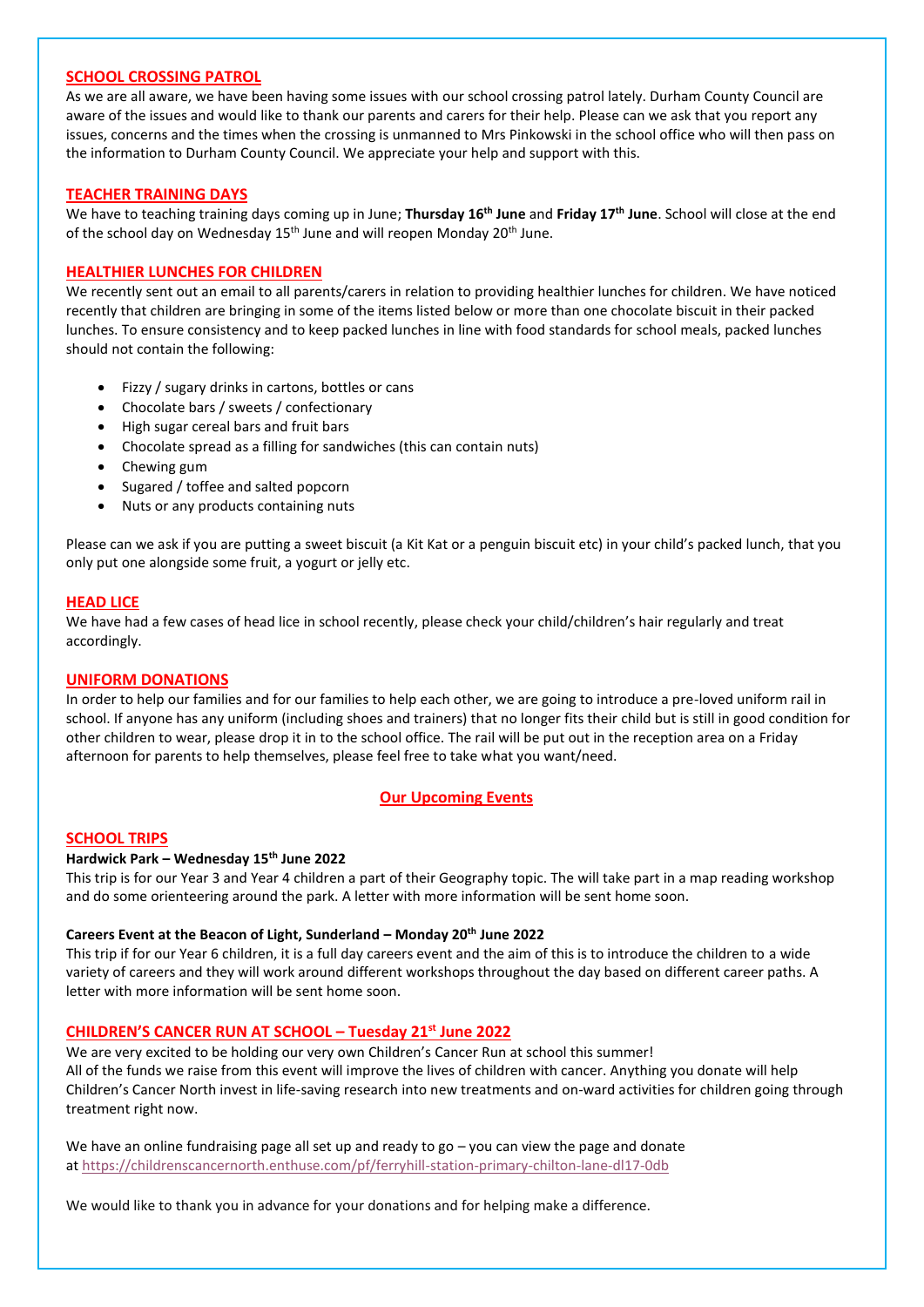## SCHOOL CROSSING PATROL

As we are all aware, we have been having some issues with our school crossing patrol lately. Durham County Council are aware of the issues and would like to thank our parents and carers for their help. Please can we ask that you report any issues, concerns and the times when the crossing is unmanned to Mrs Pinkowski in the school office who will then pass on the information to Durham County Council. We appreciate your help and support with this.

## TEACHER TRAINING DAYS

We have to teaching training days coming up in June; **Thursday 16th June** and **Friday 17th June**. School will close at the end of the school day on Wednesday 15th June and will reopen Monday 20th June.

## HEALTHIER LUNCHES FOR CHILDREN

We recently sent out an email to all parents/carers in relation to providing healthier lunches for children. We have noticed recently that children are bringing in some of the items listed below or more than one chocolate biscuit in their packed lunches. To ensure consistency and to keep packed lunches in line with food standards for school meals, packed lunches should not contain the following:

- Fizzy / sugary drinks in cartons, bottles or cans
- Chocolate bars / sweets / confectionary
- High sugar cereal bars and fruit bars
- Chocolate spread as a filling for sandwiches (this can contain nuts)
- Chewing gum
- Sugared / toffee and salted popcorn
- Nuts or any products containing nuts

Please can we ask if you are putting a sweet biscuit (a Kit Kat or a penguin biscuit etc) in your child's packed lunch, that you only put one alongside some fruit, a yogurt or jelly etc.

## HEAD LICE

We have had a few cases of head lice in school recently, please check your child/children's hair regularly and treat accordingly.

## UNIFORM DONATIONS

In order to help our families and for our families to help each other, we are going to introduce a pre-loved uniform rail in school. If anyone has any uniform (including shoes and trainers) that no longer fits their child but is still in good condition for other children to wear, please drop it in to the school office. The rail will be put out in the reception area on a Friday afternoon for parents to help themselves, please feel free to take what you want/need.

# Our Upcoming Events

## SCHOOL TRIPS

**Hardwick Park – Wednesday 15th June 2022**

This trip is for our Year 3 and Year 4 children a part of their Geography topic. The will take part in a map reading workshop and do some orienteering around the park. A letter with more information will be sent home soon.

**Careers Event at the Beacon of Light, Sunderland – Monday 20th June 2022**

This trip if for our Year 6 children, it is a full day careers event and the aim of this is to introduce the children to a wide variety of careers and they will work around different workshops throughout the day based on different career paths. A letter with more information will be sent home soon.

## CHILDREN'S CANCER RUN AT SCHOOL – Tuesday 21st June 2022

We are very excited to be holding our very own Children's Cancer Run at school this summer!
All of the funds we raise from this event will improve the lives of children with cancer. Anything you donate will help Children's Cancer North invest in life-saving research into new treatments and on-ward activities for children going through treatment right now.

We have an online fundraising page all set up and ready to go – you can view the page and donate at https://childrenscancernorth.enthuse.com/pf/ferryhill-station-primary-chilton-lane-dl17-0db

We would like to thank you in advance for your donations and for helping make a difference.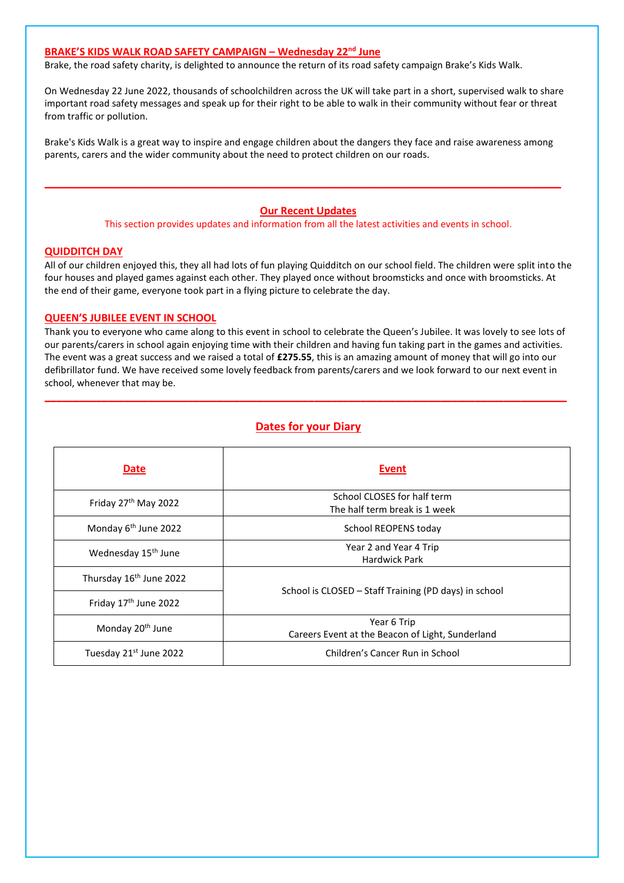## BRAKE'S KIDS WALK ROAD SAFETY CAMPAIGN – Wednesday 22nd June

Brake, the road safety charity, is delighted to announce the return of its road safety campaign Brake's Kids Walk.

On Wednesday 22 June 2022, thousands of schoolchildren across the UK will take part in a short, supervised walk to share important road safety messages and speak up for their right to be able to walk in their community without fear or threat from traffic or pollution.

Brake's Kids Walk is a great way to inspire and engage children about the dangers they face and raise awareness among parents, carers and the wider community about the need to protect children on our roads.

---

## Our Recent Updates

This section provides updates and information from all the latest activities and events in school.

### QUIDDITCH DAY

All of our children enjoyed this, they all had lots of fun playing Quidditch on our school field. The children were split into the four houses and played games against each other. They played once without broomsticks and once with broomsticks. At the end of their game, everyone took part in a flying picture to celebrate the day.

### QUEEN'S JUBILEE EVENT IN SCHOOL

Thank you to everyone who came along to this event in school to celebrate the Queen's Jubilee. It was lovely to see lots of our parents/carers in school again enjoying time with their children and having fun taking part in the games and activities. The event was a great success and we raised a total of **£275.55**, this is an amazing amount of money that will go into our defibrillator fund. We have received some lovely feedback from parents/carers and we look forward to our next event in school, whenever that may be.

---

## Dates for your Diary

| Date | Event |
|---|---|
| Friday 27th May 2022 | School CLOSES for half term<br>The half term break is 1 week |
| Monday 6th June 2022 | School REOPENS today |
| Wednesday 15th June | Year 2 and Year 4 Trip<br>Hardwick Park |
| Thursday 16th June 2022 | School is CLOSED – Staff Training (PD days) in school |
| Friday 17th June 2022 | School is CLOSED – Staff Training (PD days) in school |
| Monday 20th June | Year 6 Trip<br>Careers Event at the Beacon of Light, Sunderland |
| Tuesday 21st June 2022 | Children's Cancer Run in School |